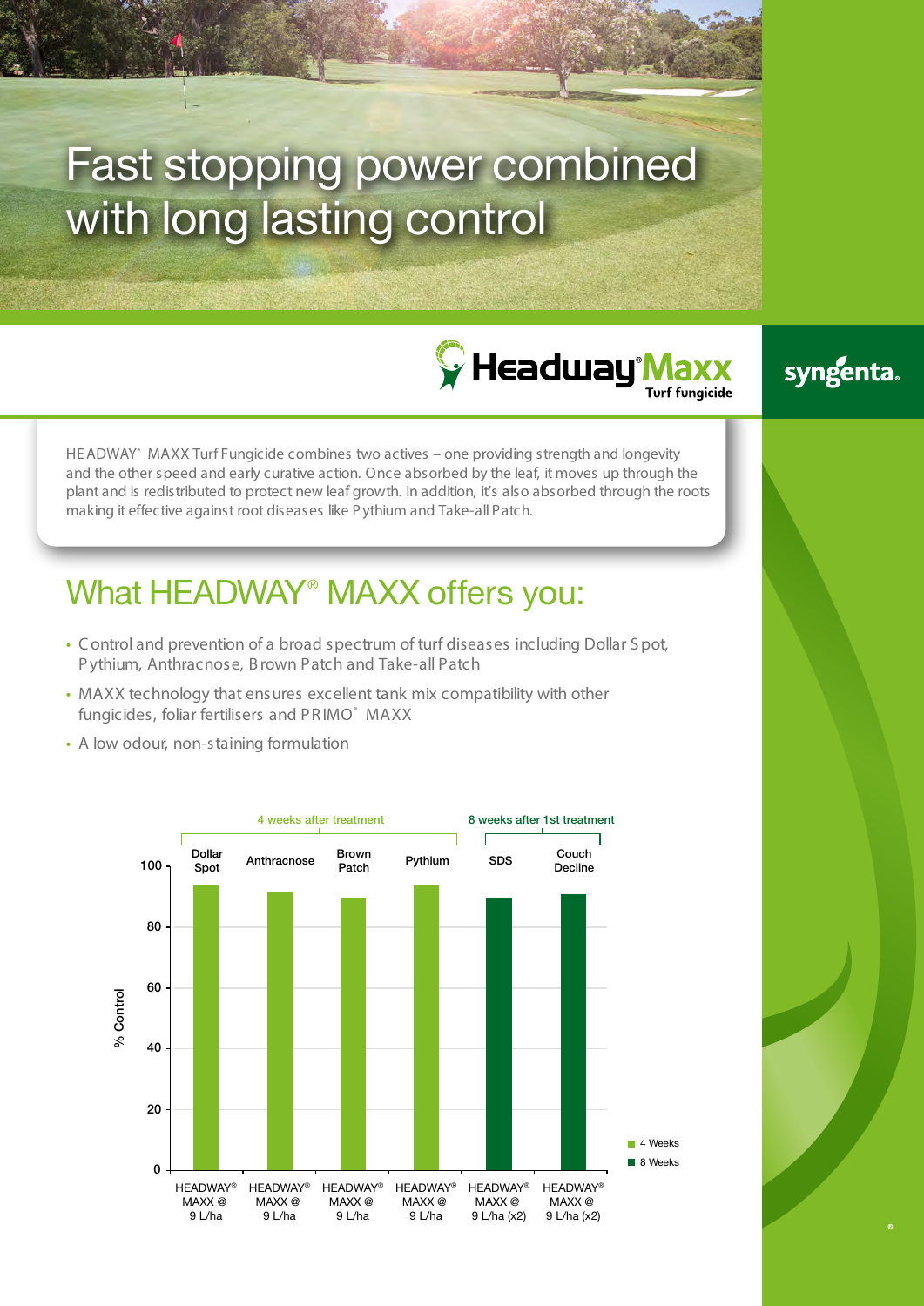# Fast stopping power combined with long lasting control

HeadwayMaxx Turf fungicide

syngenta.

HEADWAY® MAXX Turf Fungicide combines two actives – one providing strength and longevity and the other speed and early curative action. Once absorbed by the leaf, it moves up through the plant and is redistributed to protect new leaf growth. In addition, it's also absorbed through the roots making it effective against root diseases like Pythium and Take-all Patch.

## What HEADWAY® MAXX offers you:

- Control and prevention of a broad spectrum of turf diseases including Dollar Spot, Pythium, Anthracnose, Brown Patch and Take-all Patch
- MAXX technology that ensures excellent tank mix compatibility with other fungicides, foliar fertilisers and PRIMO® MAXX
- A low odour, non-staining formulation

| | 4 weeks after treatment | | | | 8 weeks after 1st treatment | |
|---|---|---|---|---|---|---|
| Disease | Dollar Spot | Anthracnose | Brown Patch | Pythium | SDS | Couch Decline |
| Treatment | HEADWAY® MAXX @ 9 L/ha | HEADWAY® MAXX @ 9 L/ha | HEADWAY® MAXX @ 9 L/ha | HEADWAY® MAXX @ 9 L/ha | HEADWAY® MAXX @ 9 L/ha (x2) | HEADWAY® MAXX @ 9 L/ha (x2) |
| % Control | ~94 | ~92 | ~90 | ~94 | ~90 | ~91 |

Legend: 4 Weeks; 8 Weeks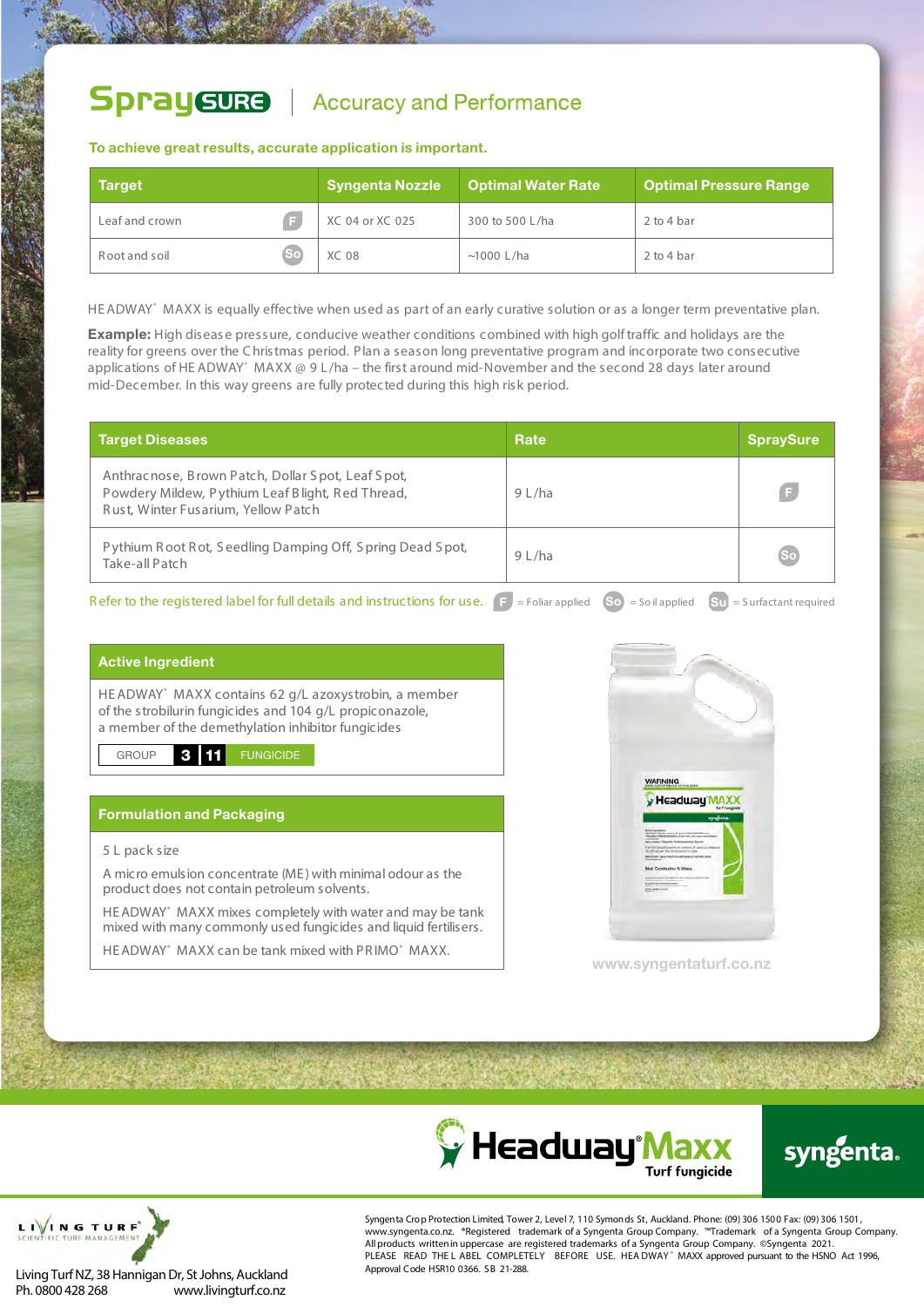# SpraySURE | Accuracy and Performance

**To achieve great results, accurate application is important.**

| Target | Syngenta Nozzle | Optimal Water Rate | Optimal Pressure Range |
|---|---|---|---|
| Leaf and crown (F) | XC 04 or XC 025 | 300 to 500 L/ha | 2 to 4 bar |
| Root and soil (So) | XC 08 | ~1000 L/ha | 2 to 4 bar |

HEADWAY® MAXX is equally effective when used as part of an early curative solution or as a longer term preventative plan.

**Example:** High disease pressure, conducive weather conditions combined with high golf traffic and holidays are the reality for greens over the Christmas period. Plan a season long preventative program and incorporate two consecutive applications of HEADWAY® MAXX @ 9 L/ha – the first around mid-November and the second 28 days later around mid-December. In this way greens are fully protected during this high risk period.

| Target Diseases | Rate | SpraySure |
|---|---|---|
| Anthracnose, Brown Patch, Dollar Spot, Leaf Spot, Powdery Mildew, Pythium Leaf Blight, Red Thread, Rust, Winter Fusarium, Yellow Patch | 9 L/ha | F |
| Pythium Root Rot, Seedling Damping Off, Spring Dead Spot, Take-all Patch | 9 L/ha | So |

Refer to the registered label for full details and instructions for use. F = Foliar applied So = Soil applied Su = Surfactant required

## Active Ingredient

HEADWAY® MAXX contains 62 g/L azoxystrobin, a member of the strobilurin fungicides and 104 g/L propiconazole, a member of the demethylation inhibitor fungicides

GROUP 3 11 FUNGICIDE

## Formulation and Packaging

5 L pack size

A micro emulsion concentrate (ME) with minimal odour as the product does not contain petroleum solvents.

HEADWAY® MAXX mixes completely with water and may be tank mixed with many commonly used fungicides and liquid fertilisers.

HEADWAY® MAXX can be tank mixed with PRIMO® MAXX.

www.syngentaturf.co.nz

Headway® Maxx Turf fungicide

syngenta

LIVING TURF SCIENTIFIC TURF MANAGEMENT

Living Turf NZ, 38 Hannigan Dr, St Johns, Auckland
Ph. 0800 428 268 www.livingturf.co.nz

Syngenta Crop Protection Limited, Tower 2, Level 7, 110 Symonds St, Auckland. Phone: (09) 306 1500 Fax: (09) 306 1501, www.syngenta.co.nz. ®Registered trademark of a Syngenta Group Company. ™Trademark of a Syngenta Group Company. All products written in uppercase are registered trademarks of a Syngenta Group Company. ©Syngenta 2021. PLEASE READ THE LABEL COMPLETELY BEFORE USE. HEADWAY® MAXX approved pursuant to the HSNO Act 1996, Approval Code HSR10 0366. SB 21-288.